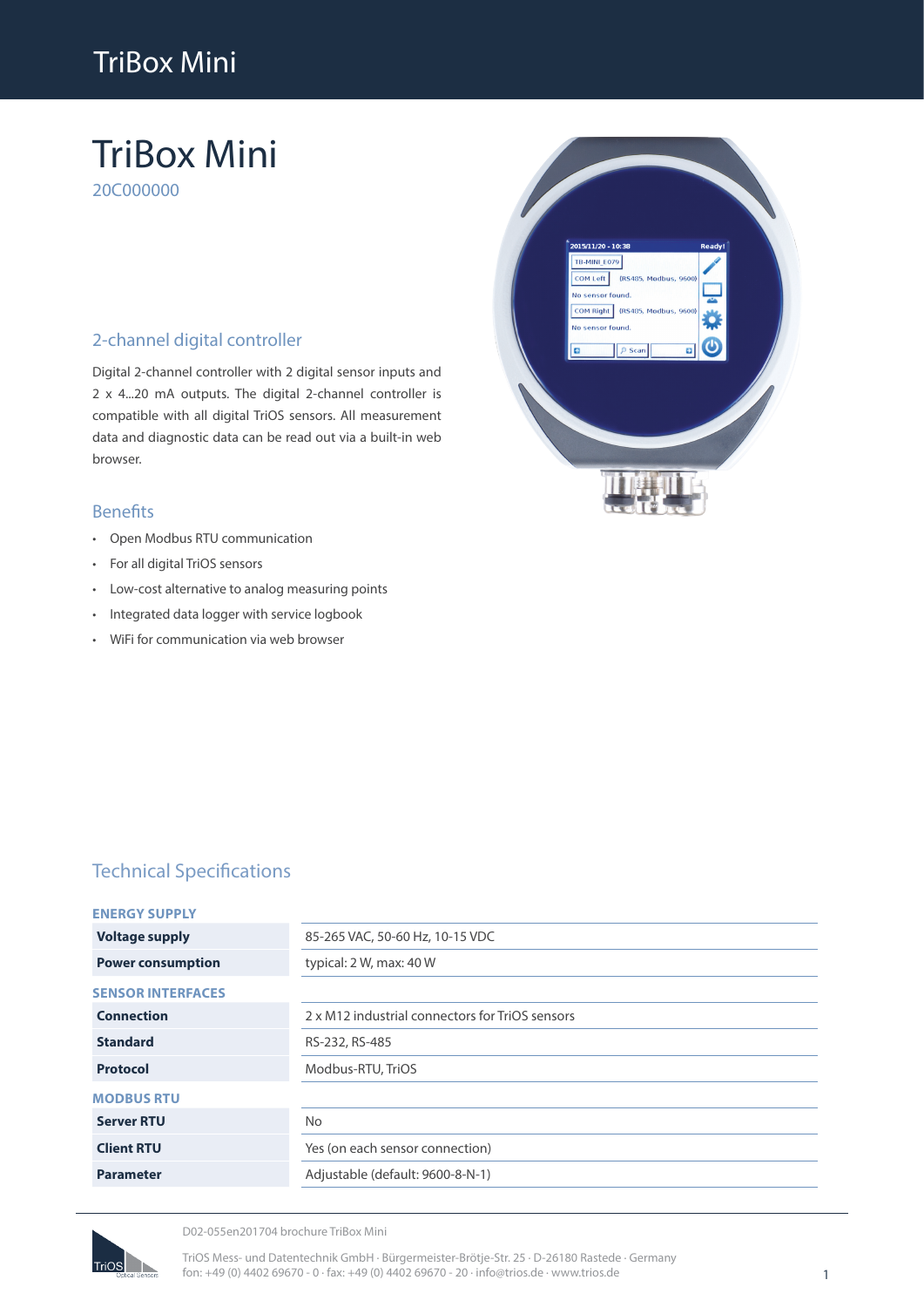# TriBox Mini

20C000000

## 2-channel digital controller

Digital 2-channel controller with 2 digital sensor inputs and 2 x 4...20 mA outputs. The digital 2-channel controller is compatible with all digital TriOS sensors. All measurement data and diagnostic data can be read out via a built-in web browser.

## Benefits

- Open Modbus RTU communication
- For all digital TriOS sensors
- Low-cost alternative to analog measuring points
- Integrated data logger with service logbook
- WiFi for communication via web browser

## Technical Specifications

| ENERGY SUPPLY | |
|---|---|
| **Voltage supply** | 85-265 VAC, 50-60 Hz, 10-15 VDC |
| **Power consumption** | typical: 2 W, max: 40 W |
| **SENSOR INTERFACES** | |
| **Connection** | 2 x M12 industrial connectors for TriOS sensors |
| **Standard** | RS-232, RS-485 |
| **Protocol** | Modbus-RTU, TriOS |
| **MODBUS RTU** | |
| **Server RTU** | No |
| **Client RTU** | Yes (on each sensor connection) |
| **Parameter** | Adjustable (default: 9600-8-N-1) |

D02-055en201704 brochure TriBox Mini

TriOS Mess- und Datentechnik GmbH · Bürgermeister-Brötje-Str. 25 · D-26180 Rastede · Germany
fon: +49 (0) 4402 69670 - 0 · fax: +49 (0) 4402 69670 - 20 · info@trios.de · www.trios.de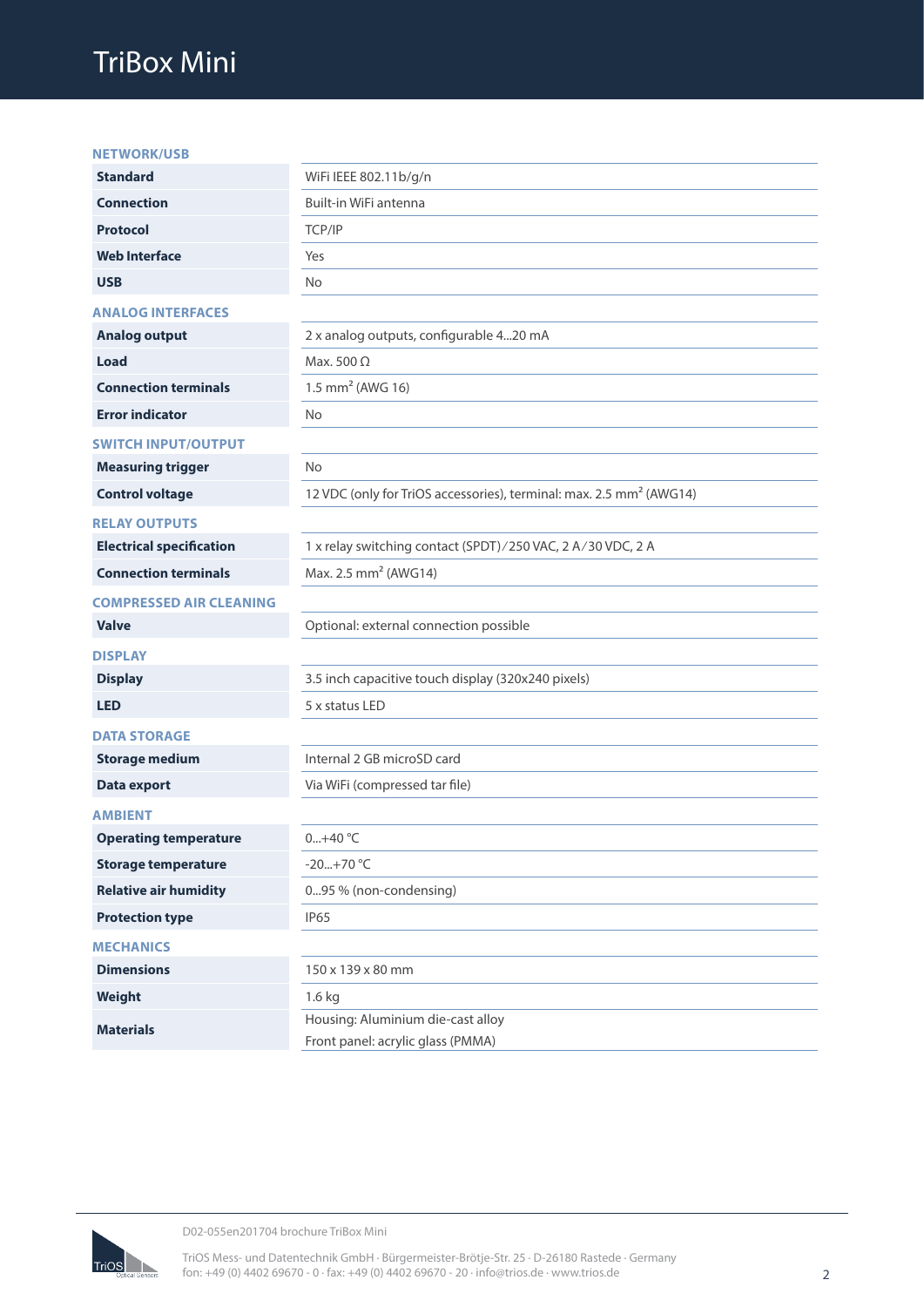# TriBox Mini

| | |
|---|---|
| **NETWORK/USB** | |
| **Standard** | WiFi IEEE 802.11b/g/n |
| **Connection** | Built-in WiFi antenna |
| **Protocol** | TCP/IP |
| **Web Interface** | Yes |
| **USB** | No |
| **ANALOG INTERFACES** | |
| **Analog output** | 2 x analog outputs, configurable 4...20 mA |
| **Load** | Max. 500 Ω |
| **Connection terminals** | 1.5 mm² (AWG 16) |
| **Error indicator** | No |
| **SWITCH INPUT/OUTPUT** | |
| **Measuring trigger** | No |
| **Control voltage** | 12 VDC (only for TriOS accessories), terminal: max. 2.5 mm² (AWG14) |
| **RELAY OUTPUTS** | |
| **Electrical specification** | 1 x relay switching contact (SPDT) / 250 VAC, 2 A / 30 VDC, 2 A |
| **Connection terminals** | Max. 2.5 mm² (AWG14) |
| **COMPRESSED AIR CLEANING** | |
| **Valve** | Optional: external connection possible |
| **DISPLAY** | |
| **Display** | 3.5 inch capacitive touch display (320x240 pixels) |
| **LED** | 5 x status LED |
| **DATA STORAGE** | |
| **Storage medium** | Internal 2 GB microSD card |
| **Data export** | Via WiFi (compressed tar file) |
| **AMBIENT** | |
| **Operating temperature** | 0...+40 °C |
| **Storage temperature** | -20...+70 °C |
| **Relative air humidity** | 0...95 % (non-condensing) |
| **Protection type** | IP65 |
| **MECHANICS** | |
| **Dimensions** | 150 x 139 x 80 mm |
| **Weight** | 1.6 kg |
| **Materials** | Housing: Aluminium die-cast alloy<br>Front panel: acrylic glass (PMMA) |

D02-055en201704 brochure TriBox Mini

TriOS Mess- und Datentechnik GmbH · Bürgermeister-Brötje-Str. 25 · D-26180 Rastede · Germany
fon: +49 (0) 4402 69670 - 0 · fax: +49 (0) 4402 69670 - 20 · info@trios.de · www.trios.de